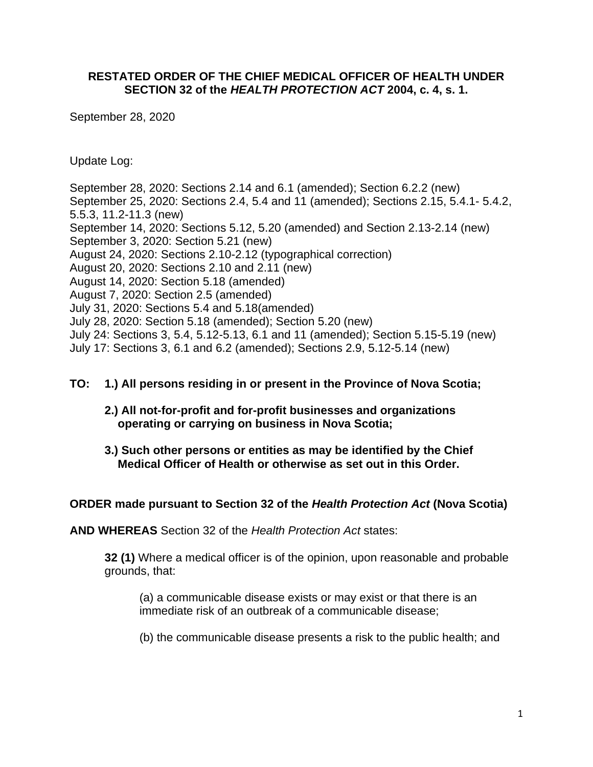**RESTATED ORDER OF THE CHIEF MEDICAL OFFICER OF HEALTH UNDER SECTION 32 of the *HEALTH PROTECTION ACT* 2004, c. 4, s. 1.**

September 28, 2020

Update Log:

September 28, 2020: Sections 2.14 and 6.1 (amended); Section 6.2.2 (new)
September 25, 2020: Sections 2.4, 5.4 and 11 (amended); Sections 2.15, 5.4.1- 5.4.2, 5.5.3, 11.2-11.3 (new)
September 14, 2020: Sections 5.12, 5.20 (amended) and Section 2.13-2.14 (new)
September 3, 2020: Section 5.21 (new)
August 24, 2020: Sections 2.10-2.12 (typographical correction)
August 20, 2020: Sections 2.10 and 2.11 (new)
August 14, 2020: Section 5.18 (amended)
August 7, 2020: Section 2.5 (amended)
July 31, 2020: Sections 5.4 and 5.18(amended)
July 28, 2020: Section 5.18 (amended); Section 5.20 (new)
July 24: Sections 3, 5.4, 5.12-5.13, 6.1 and 11 (amended); Section 5.15-5.19 (new)
July 17: Sections 3, 6.1 and 6.2 (amended); Sections 2.9, 5.12-5.14 (new)

**TO: 1.) All persons residing in or present in the Province of Nova Scotia;**

**2.) All not-for-profit and for-profit businesses and organizations operating or carrying on business in Nova Scotia;**

**3.) Such other persons or entities as may be identified by the Chief Medical Officer of Health or otherwise as set out in this Order.**

**ORDER made pursuant to Section 32 of the *Health Protection Act* (Nova Scotia)**

**AND WHEREAS** Section 32 of the *Health Protection Act* states:

> **32 (1)** Where a medical officer is of the opinion, upon reasonable and probable grounds, that:
>
> (a) a communicable disease exists or may exist or that there is an immediate risk of an outbreak of a communicable disease;
>
> (b) the communicable disease presents a risk to the public health; and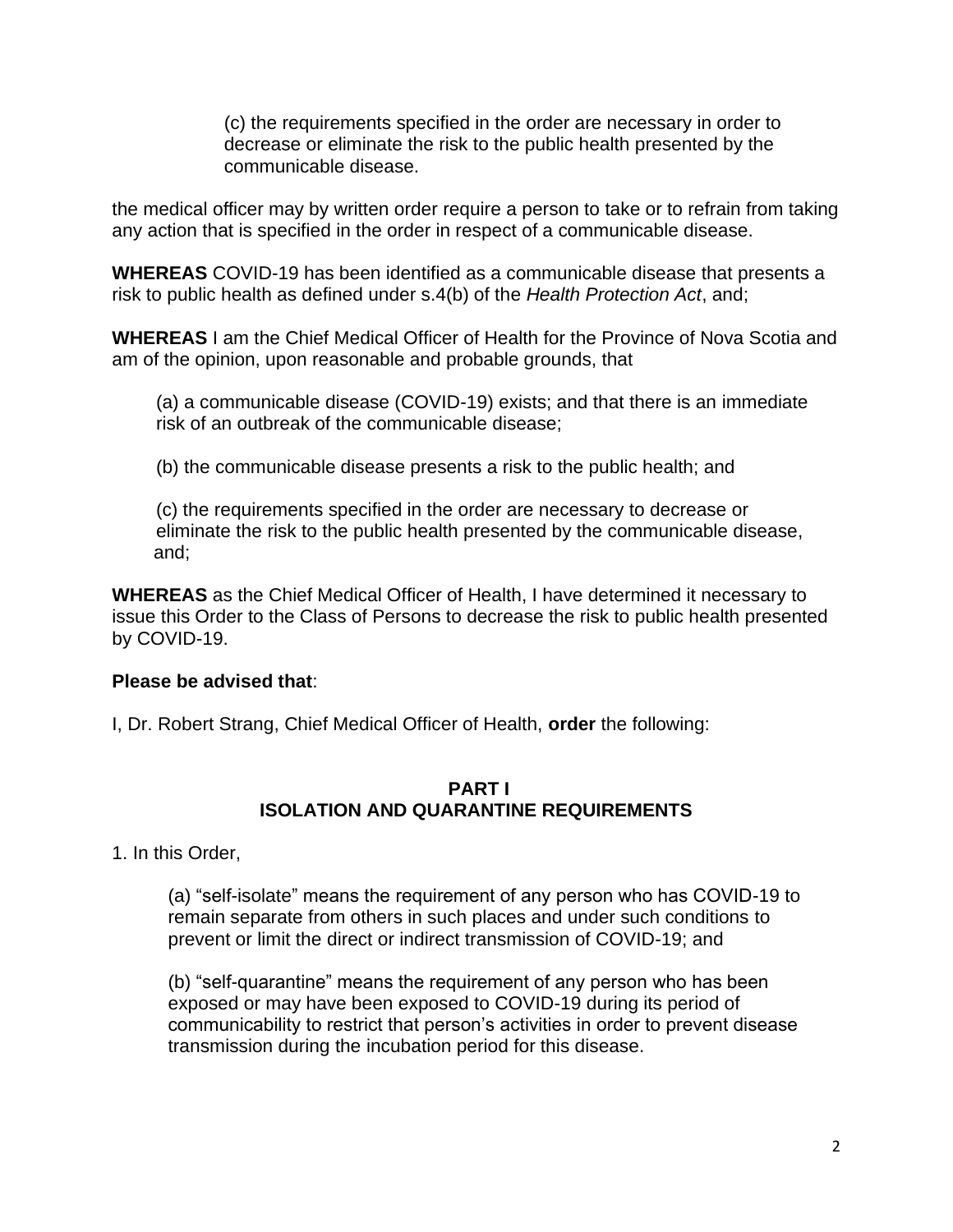(c) the requirements specified in the order are necessary in order to decrease or eliminate the risk to the public health presented by the communicable disease.

the medical officer may by written order require a person to take or to refrain from taking any action that is specified in the order in respect of a communicable disease.

**WHEREAS** COVID-19 has been identified as a communicable disease that presents a risk to public health as defined under s.4(b) of the *Health Protection Act*, and;

**WHEREAS** I am the Chief Medical Officer of Health for the Province of Nova Scotia and am of the opinion, upon reasonable and probable grounds, that

(a) a communicable disease (COVID-19) exists; and that there is an immediate risk of an outbreak of the communicable disease;

(b) the communicable disease presents a risk to the public health; and

(c) the requirements specified in the order are necessary to decrease or eliminate the risk to the public health presented by the communicable disease, and;

**WHEREAS** as the Chief Medical Officer of Health, I have determined it necessary to issue this Order to the Class of Persons to decrease the risk to public health presented by COVID-19.

**Please be advised that**:

I, Dr. Robert Strang, Chief Medical Officer of Health, **order** the following:

## PART I
## ISOLATION AND QUARANTINE REQUIREMENTS

1. In this Order,

(a) "self-isolate" means the requirement of any person who has COVID-19 to remain separate from others in such places and under such conditions to prevent or limit the direct or indirect transmission of COVID-19; and

(b) "self-quarantine" means the requirement of any person who has been exposed or may have been exposed to COVID-19 during its period of communicability to restrict that person's activities in order to prevent disease transmission during the incubation period for this disease.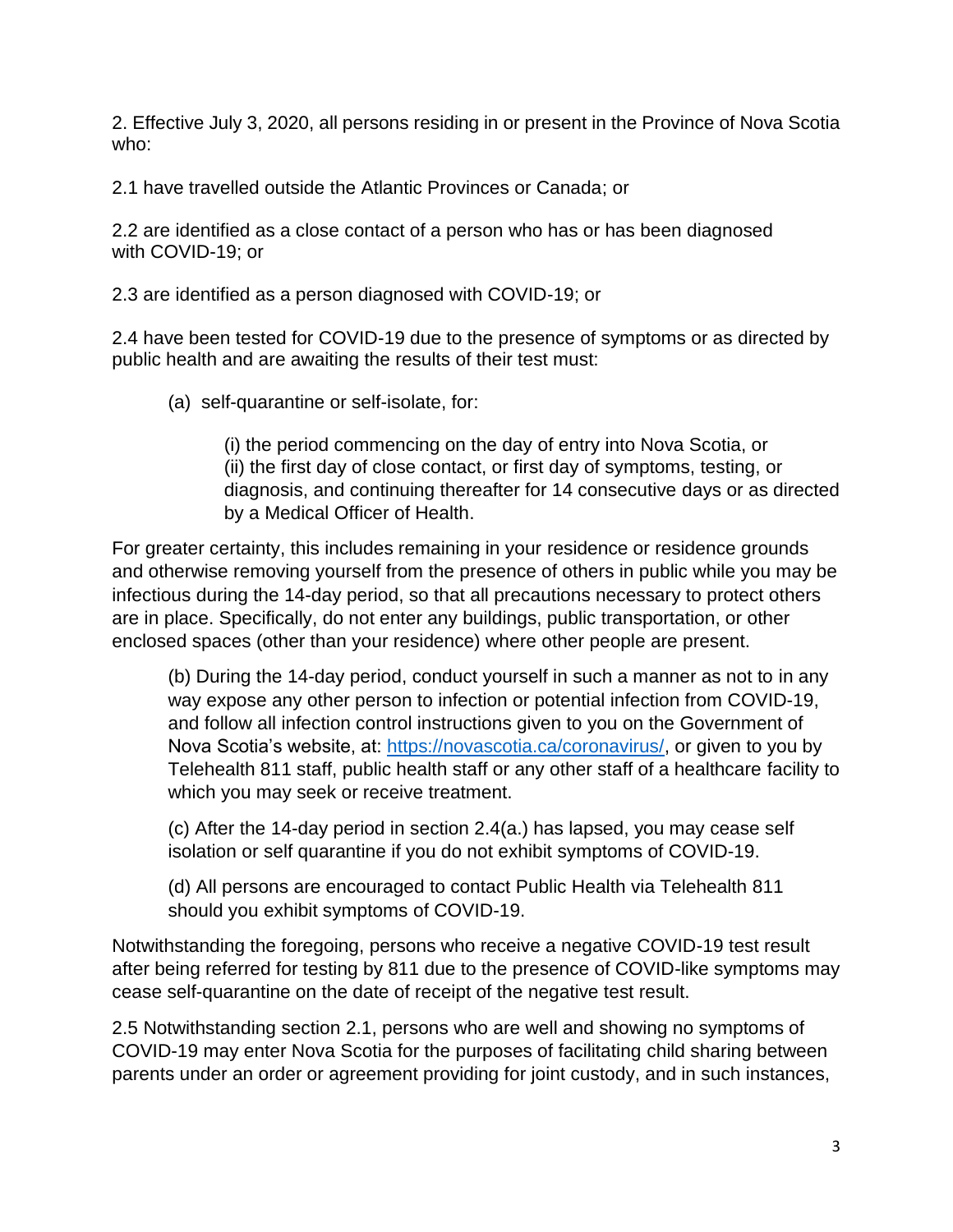2. Effective July 3, 2020, all persons residing in or present in the Province of Nova Scotia who:

2.1 have travelled outside the Atlantic Provinces or Canada; or

2.2 are identified as a close contact of a person who has or has been diagnosed with COVID-19; or

2.3 are identified as a person diagnosed with COVID-19; or

2.4 have been tested for COVID-19 due to the presence of symptoms or as directed by public health and are awaiting the results of their test must:

> (a) self-quarantine or self-isolate, for:
>
> > (i) the period commencing on the day of entry into Nova Scotia, or
> > (ii) the first day of close contact, or first day of symptoms, testing, or diagnosis, and continuing thereafter for 14 consecutive days or as directed by a Medical Officer of Health.

For greater certainty, this includes remaining in your residence or residence grounds and otherwise removing yourself from the presence of others in public while you may be infectious during the 14-day period, so that all precautions necessary to protect others are in place. Specifically, do not enter any buildings, public transportation, or other enclosed spaces (other than your residence) where other people are present.

> (b) During the 14-day period, conduct yourself in such a manner as not to in any way expose any other person to infection or potential infection from COVID-19, and follow all infection control instructions given to you on the Government of Nova Scotia's website, at: [https://novascotia.ca/coronavirus/](https://novascotia.ca/coronavirus/), or given to you by Telehealth 811 staff, public health staff or any other staff of a healthcare facility to which you may seek or receive treatment.
>
> (c) After the 14-day period in section 2.4(a.) has lapsed, you may cease self isolation or self quarantine if you do not exhibit symptoms of COVID-19.
>
> (d) All persons are encouraged to contact Public Health via Telehealth 811 should you exhibit symptoms of COVID-19.

Notwithstanding the foregoing, persons who receive a negative COVID-19 test result after being referred for testing by 811 due to the presence of COVID-like symptoms may cease self-quarantine on the date of receipt of the negative test result.

2.5 Notwithstanding section 2.1, persons who are well and showing no symptoms of COVID-19 may enter Nova Scotia for the purposes of facilitating child sharing between parents under an order or agreement providing for joint custody, and in such instances,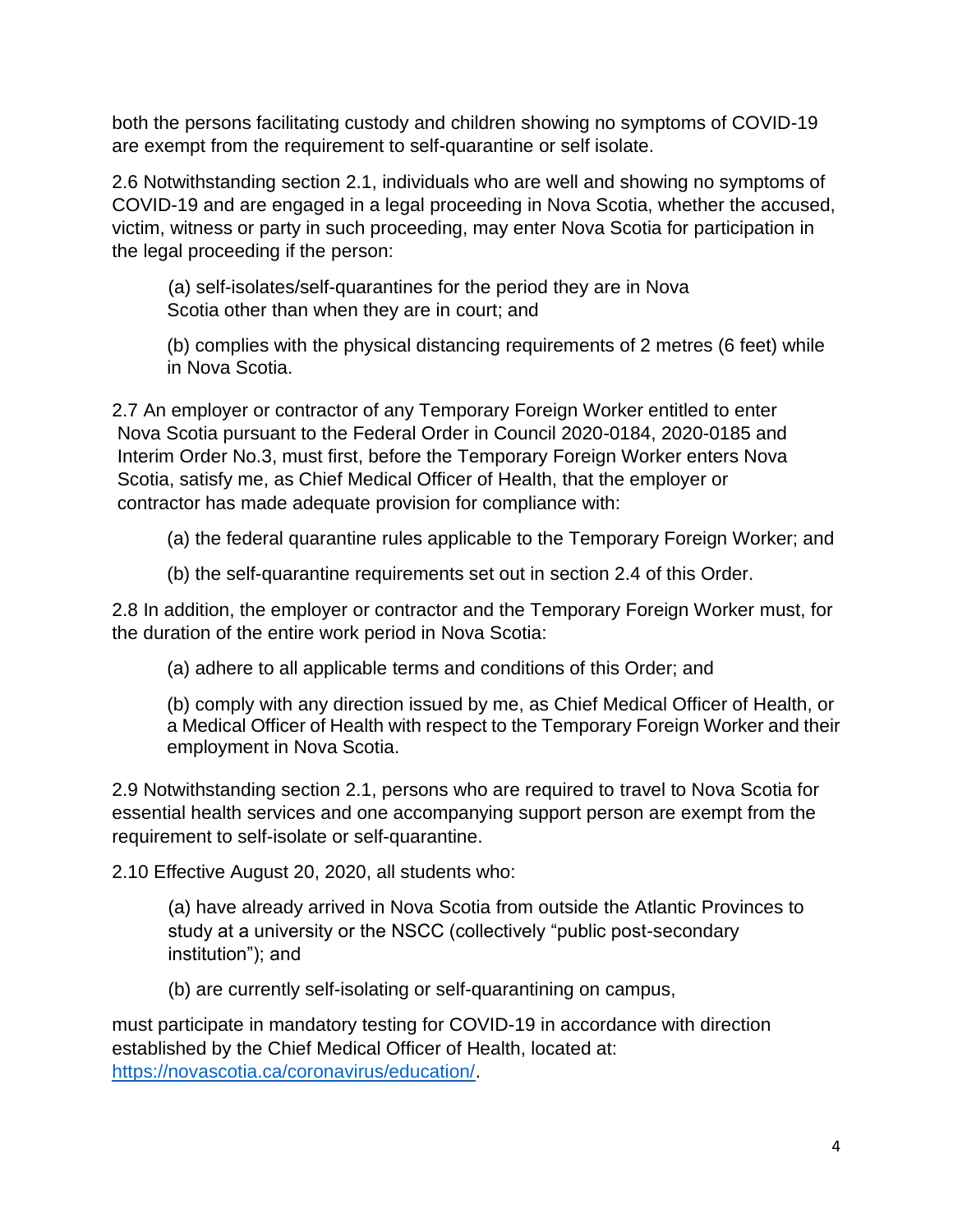both the persons facilitating custody and children showing no symptoms of COVID-19 are exempt from the requirement to self-quarantine or self isolate.

2.6 Notwithstanding section 2.1, individuals who are well and showing no symptoms of COVID-19 and are engaged in a legal proceeding in Nova Scotia, whether the accused, victim, witness or party in such proceeding, may enter Nova Scotia for participation in the legal proceeding if the person:

(a) self-isolates/self-quarantines for the period they are in Nova Scotia other than when they are in court; and

(b) complies with the physical distancing requirements of 2 metres (6 feet) while in Nova Scotia.

2.7 An employer or contractor of any Temporary Foreign Worker entitled to enter Nova Scotia pursuant to the Federal Order in Council 2020-0184, 2020-0185 and Interim Order No.3, must first, before the Temporary Foreign Worker enters Nova Scotia, satisfy me, as Chief Medical Officer of Health, that the employer or contractor has made adequate provision for compliance with:

(a) the federal quarantine rules applicable to the Temporary Foreign Worker; and

(b) the self-quarantine requirements set out in section 2.4 of this Order.

2.8 In addition, the employer or contractor and the Temporary Foreign Worker must, for the duration of the entire work period in Nova Scotia:

(a) adhere to all applicable terms and conditions of this Order; and

(b) comply with any direction issued by me, as Chief Medical Officer of Health, or a Medical Officer of Health with respect to the Temporary Foreign Worker and their employment in Nova Scotia.

2.9 Notwithstanding section 2.1, persons who are required to travel to Nova Scotia for essential health services and one accompanying support person are exempt from the requirement to self-isolate or self-quarantine.

2.10 Effective August 20, 2020, all students who:

(a) have already arrived in Nova Scotia from outside the Atlantic Provinces to study at a university or the NSCC (collectively "public post-secondary institution"); and

(b) are currently self-isolating or self-quarantining on campus,

must participate in mandatory testing for COVID-19 in accordance with direction established by the Chief Medical Officer of Health, located at: [https://novascotia.ca/coronavirus/education/](https://novascotia.ca/coronavirus/education/).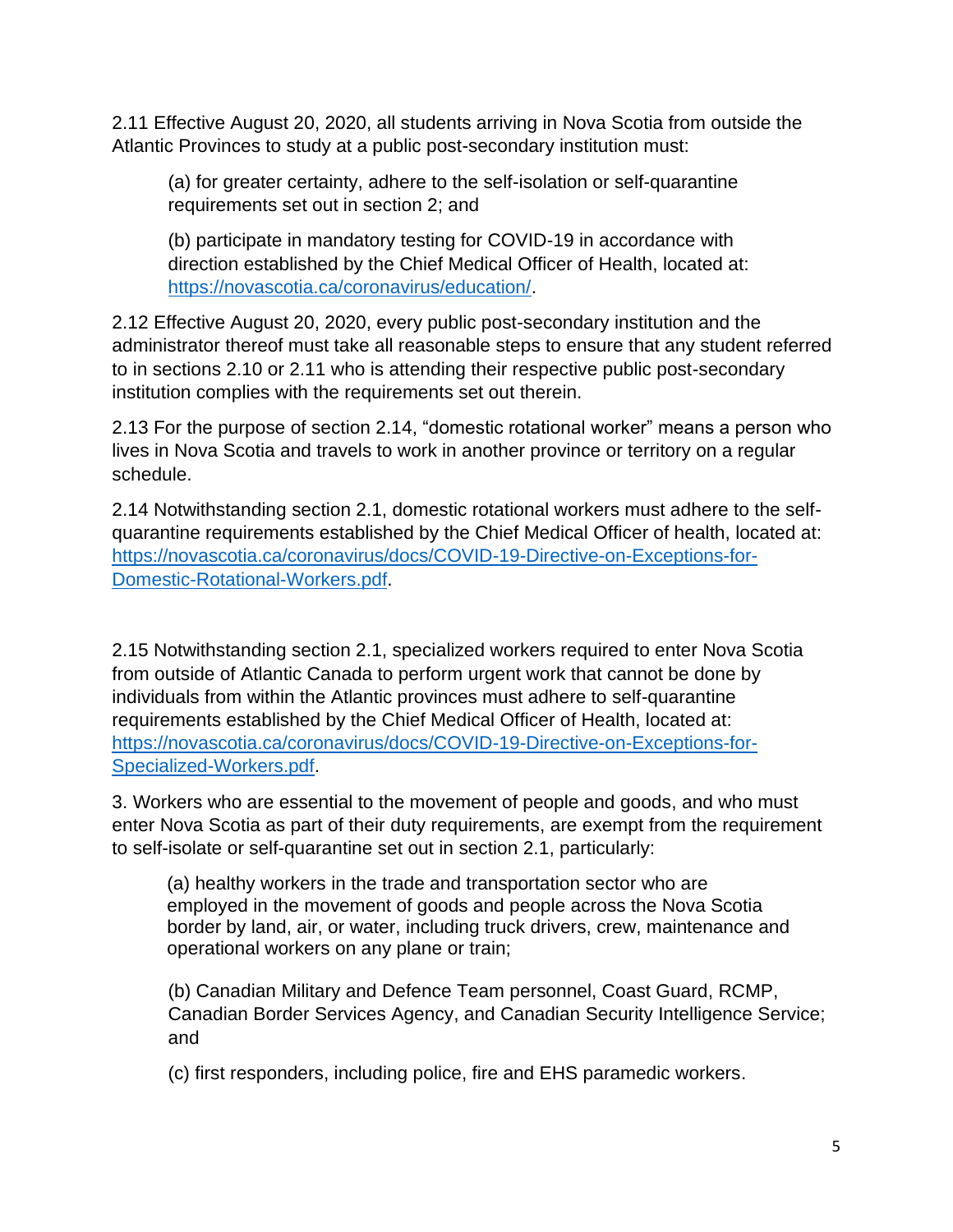2.11 Effective August 20, 2020, all students arriving in Nova Scotia from outside the Atlantic Provinces to study at a public post-secondary institution must:

(a) for greater certainty, adhere to the self-isolation or self-quarantine requirements set out in section 2; and

(b) participate in mandatory testing for COVID-19 in accordance with direction established by the Chief Medical Officer of Health, located at: [https://novascotia.ca/coronavirus/education/](https://novascotia.ca/coronavirus/education/).

2.12 Effective August 20, 2020, every public post-secondary institution and the administrator thereof must take all reasonable steps to ensure that any student referred to in sections 2.10 or 2.11 who is attending their respective public post-secondary institution complies with the requirements set out therein.

2.13 For the purpose of section 2.14, "domestic rotational worker" means a person who lives in Nova Scotia and travels to work in another province or territory on a regular schedule.

2.14 Notwithstanding section 2.1, domestic rotational workers must adhere to the self-quarantine requirements established by the Chief Medical Officer of health, located at: [https://novascotia.ca/coronavirus/docs/COVID-19-Directive-on-Exceptions-for-Domestic-Rotational-Workers.pdf](https://novascotia.ca/coronavirus/docs/COVID-19-Directive-on-Exceptions-for-Domestic-Rotational-Workers.pdf).

2.15 Notwithstanding section 2.1, specialized workers required to enter Nova Scotia from outside of Atlantic Canada to perform urgent work that cannot be done by individuals from within the Atlantic provinces must adhere to self-quarantine requirements established by the Chief Medical Officer of Health, located at: [https://novascotia.ca/coronavirus/docs/COVID-19-Directive-on-Exceptions-for-Specialized-Workers.pdf](https://novascotia.ca/coronavirus/docs/COVID-19-Directive-on-Exceptions-for-Specialized-Workers.pdf).

3. Workers who are essential to the movement of people and goods, and who must enter Nova Scotia as part of their duty requirements, are exempt from the requirement to self-isolate or self-quarantine set out in section 2.1, particularly:

(a) healthy workers in the trade and transportation sector who are employed in the movement of goods and people across the Nova Scotia border by land, air, or water, including truck drivers, crew, maintenance and operational workers on any plane or train;

(b) Canadian Military and Defence Team personnel, Coast Guard, RCMP, Canadian Border Services Agency, and Canadian Security Intelligence Service; and

(c) first responders, including police, fire and EHS paramedic workers.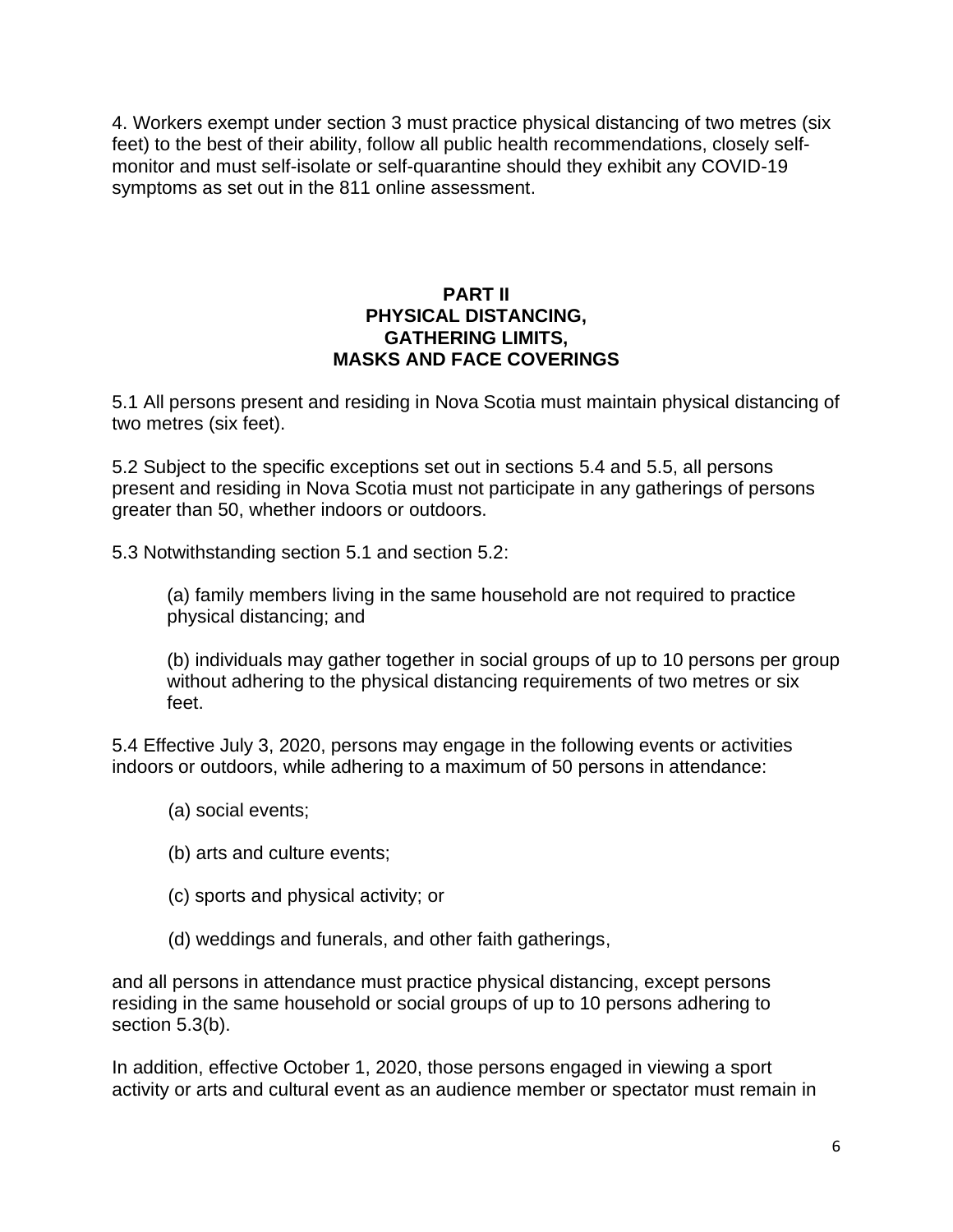4. Workers exempt under section 3 must practice physical distancing of two metres (six feet) to the best of their ability, follow all public health recommendations, closely self-monitor and must self-isolate or self-quarantine should they exhibit any COVID-19 symptoms as set out in the 811 online assessment.

## PART II
## PHYSICAL DISTANCING, GATHERING LIMITS, MASKS AND FACE COVERINGS

5.1 All persons present and residing in Nova Scotia must maintain physical distancing of two metres (six feet).

5.2 Subject to the specific exceptions set out in sections 5.4 and 5.5, all persons present and residing in Nova Scotia must not participate in any gatherings of persons greater than 50, whether indoors or outdoors.

5.3 Notwithstanding section 5.1 and section 5.2:

(a) family members living in the same household are not required to practice physical distancing; and

(b) individuals may gather together in social groups of up to 10 persons per group without adhering to the physical distancing requirements of two metres or six feet.

5.4 Effective July 3, 2020, persons may engage in the following events or activities indoors or outdoors, while adhering to a maximum of 50 persons in attendance:

(a) social events;

(b) arts and culture events;

(c) sports and physical activity; or

(d) weddings and funerals, and other faith gatherings,

and all persons in attendance must practice physical distancing, except persons residing in the same household or social groups of up to 10 persons adhering to section 5.3(b).

In addition, effective October 1, 2020, those persons engaged in viewing a sport activity or arts and cultural event as an audience member or spectator must remain in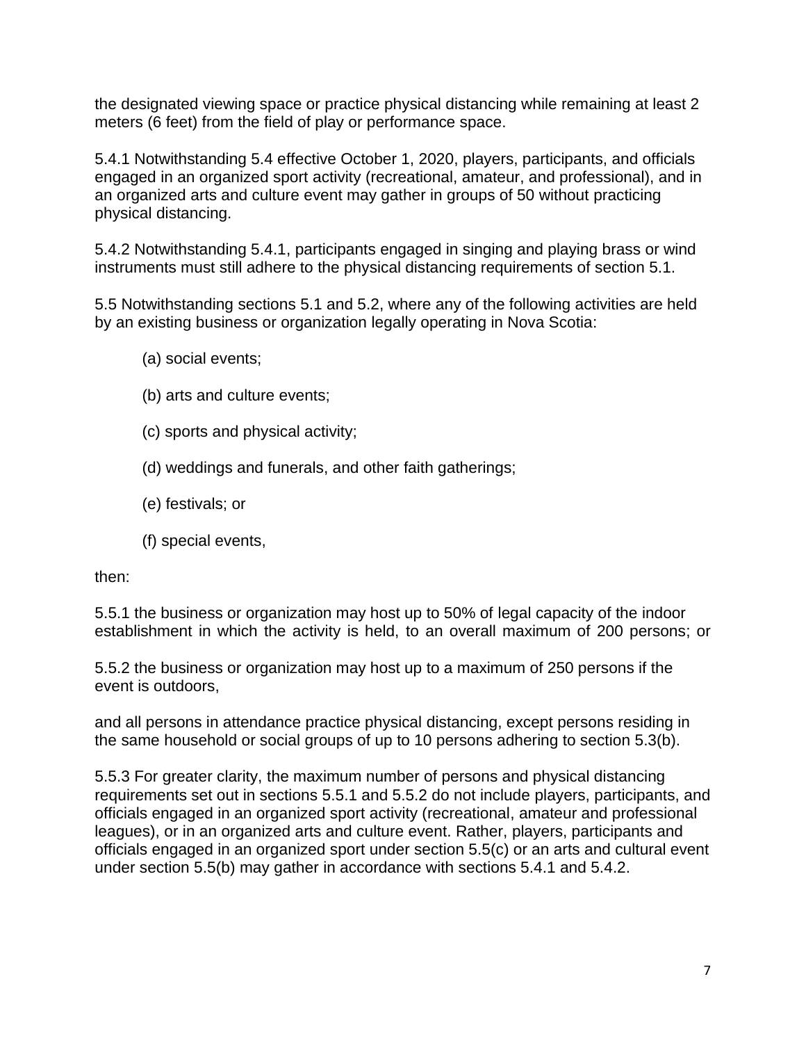the designated viewing space or practice physical distancing while remaining at least 2 meters (6 feet) from the field of play or performance space.

5.4.1 Notwithstanding 5.4 effective October 1, 2020, players, participants, and officials engaged in an organized sport activity (recreational, amateur, and professional), and in an organized arts and culture event may gather in groups of 50 without practicing physical distancing.

5.4.2 Notwithstanding 5.4.1, participants engaged in singing and playing brass or wind instruments must still adhere to the physical distancing requirements of section 5.1.

5.5 Notwithstanding sections 5.1 and 5.2, where any of the following activities are held by an existing business or organization legally operating in Nova Scotia:

> (a) social events;
>
> (b) arts and culture events;
>
> (c) sports and physical activity;
>
> (d) weddings and funerals, and other faith gatherings;
>
> (e) festivals; or
>
> (f) special events,

then:

5.5.1 the business or organization may host up to 50% of legal capacity of the indoor establishment in which the activity is held, to an overall maximum of 200 persons; or

5.5.2 the business or organization may host up to a maximum of 250 persons if the event is outdoors,

and all persons in attendance practice physical distancing, except persons residing in the same household or social groups of up to 10 persons adhering to section 5.3(b).

5.5.3 For greater clarity, the maximum number of persons and physical distancing requirements set out in sections 5.5.1 and 5.5.2 do not include players, participants, and officials engaged in an organized sport activity (recreational, amateur and professional leagues), or in an organized arts and culture event. Rather, players, participants and officials engaged in an organized sport under section 5.5(c) or an arts and cultural event under section 5.5(b) may gather in accordance with sections 5.4.1 and 5.4.2.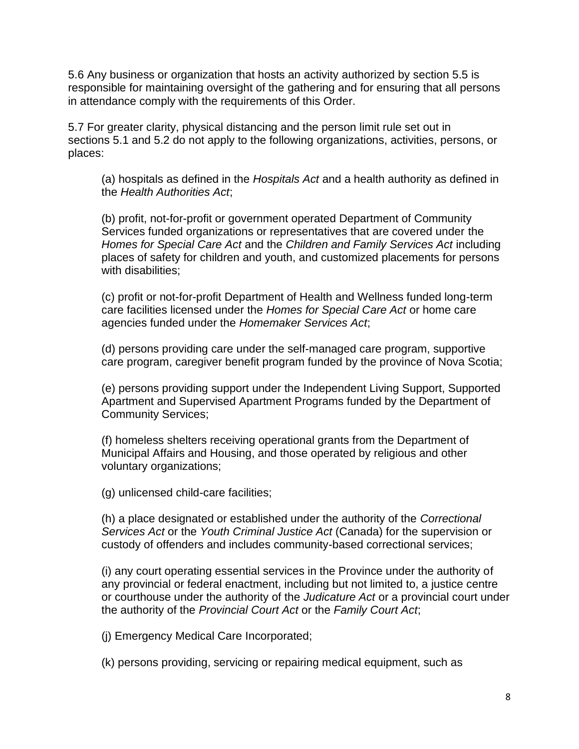5.6 Any business or organization that hosts an activity authorized by section 5.5 is responsible for maintaining oversight of the gathering and for ensuring that all persons in attendance comply with the requirements of this Order.

5.7 For greater clarity, physical distancing and the person limit rule set out in sections 5.1 and 5.2 do not apply to the following organizations, activities, persons, or places:

(a) hospitals as defined in the *Hospitals Act* and a health authority as defined in the *Health Authorities Act*;

(b) profit, not-for-profit or government operated Department of Community Services funded organizations or representatives that are covered under the *Homes for Special Care Act* and the *Children and Family Services Act* including places of safety for children and youth, and customized placements for persons with disabilities;

(c) profit or not-for-profit Department of Health and Wellness funded long-term care facilities licensed under the *Homes for Special Care Act* or home care agencies funded under the *Homemaker Services Act*;

(d) persons providing care under the self-managed care program, supportive care program, caregiver benefit program funded by the province of Nova Scotia;

(e) persons providing support under the Independent Living Support, Supported Apartment and Supervised Apartment Programs funded by the Department of Community Services;

(f) homeless shelters receiving operational grants from the Department of Municipal Affairs and Housing, and those operated by religious and other voluntary organizations;

(g) unlicensed child-care facilities;

(h) a place designated or established under the authority of the *Correctional Services Act* or the *Youth Criminal Justice Act* (Canada) for the supervision or custody of offenders and includes community-based correctional services;

(i) any court operating essential services in the Province under the authority of any provincial or federal enactment, including but not limited to, a justice centre or courthouse under the authority of the *Judicature Act* or a provincial court under the authority of the *Provincial Court Act* or the *Family Court Act*;

(j) Emergency Medical Care Incorporated;

(k) persons providing, servicing or repairing medical equipment, such as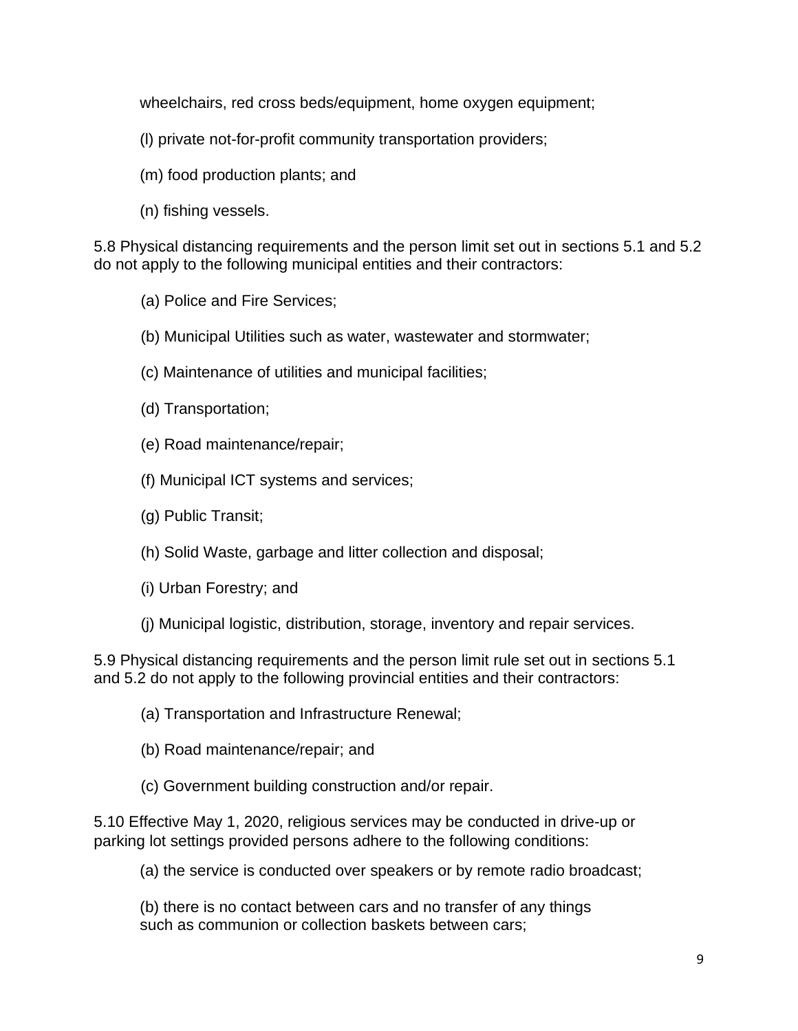wheelchairs, red cross beds/equipment, home oxygen equipment;

(l) private not-for-profit community transportation providers;

(m) food production plants; and

(n) fishing vessels.

5.8 Physical distancing requirements and the person limit set out in sections 5.1 and 5.2 do not apply to the following municipal entities and their contractors:

(a) Police and Fire Services;

(b) Municipal Utilities such as water, wastewater and stormwater;

(c) Maintenance of utilities and municipal facilities;

(d) Transportation;

(e) Road maintenance/repair;

(f) Municipal ICT systems and services;

(g) Public Transit;

(h) Solid Waste, garbage and litter collection and disposal;

(i) Urban Forestry; and

(j) Municipal logistic, distribution, storage, inventory and repair services.

5.9 Physical distancing requirements and the person limit rule set out in sections 5.1 and 5.2 do not apply to the following provincial entities and their contractors:

(a) Transportation and Infrastructure Renewal;

(b) Road maintenance/repair; and

(c) Government building construction and/or repair.

5.10 Effective May 1, 2020, religious services may be conducted in drive-up or parking lot settings provided persons adhere to the following conditions:

(a) the service is conducted over speakers or by remote radio broadcast;

(b) there is no contact between cars and no transfer of any things such as communion or collection baskets between cars;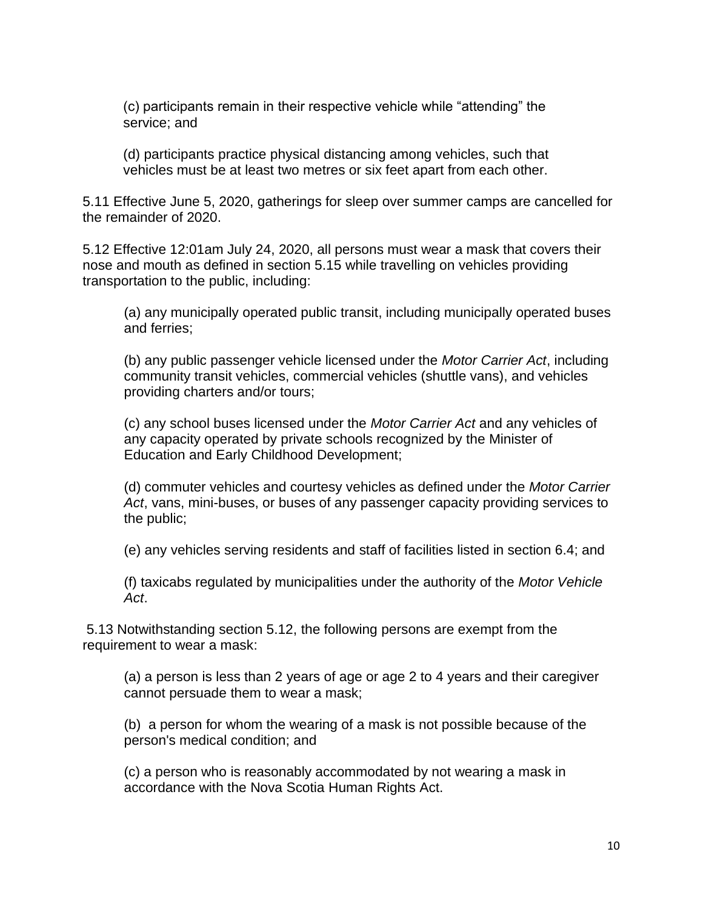(c) participants remain in their respective vehicle while "attending" the service; and

(d) participants practice physical distancing among vehicles, such that vehicles must be at least two metres or six feet apart from each other.

5.11 Effective June 5, 2020, gatherings for sleep over summer camps are cancelled for the remainder of 2020.

5.12 Effective 12:01am July 24, 2020, all persons must wear a mask that covers their nose and mouth as defined in section 5.15 while travelling on vehicles providing transportation to the public, including:

(a) any municipally operated public transit, including municipally operated buses and ferries;

(b) any public passenger vehicle licensed under the *Motor Carrier Act*, including community transit vehicles, commercial vehicles (shuttle vans), and vehicles providing charters and/or tours;

(c) any school buses licensed under the *Motor Carrier Act* and any vehicles of any capacity operated by private schools recognized by the Minister of Education and Early Childhood Development;

(d) commuter vehicles and courtesy vehicles as defined under the *Motor Carrier Act*, vans, mini-buses, or buses of any passenger capacity providing services to the public;

(e) any vehicles serving residents and staff of facilities listed in section 6.4; and

(f) taxicabs regulated by municipalities under the authority of the *Motor Vehicle Act*.

5.13 Notwithstanding section 5.12, the following persons are exempt from the requirement to wear a mask:

(a) a person is less than 2 years of age or age 2 to 4 years and their caregiver cannot persuade them to wear a mask;

(b) a person for whom the wearing of a mask is not possible because of the person's medical condition; and

(c) a person who is reasonably accommodated by not wearing a mask in accordance with the Nova Scotia Human Rights Act.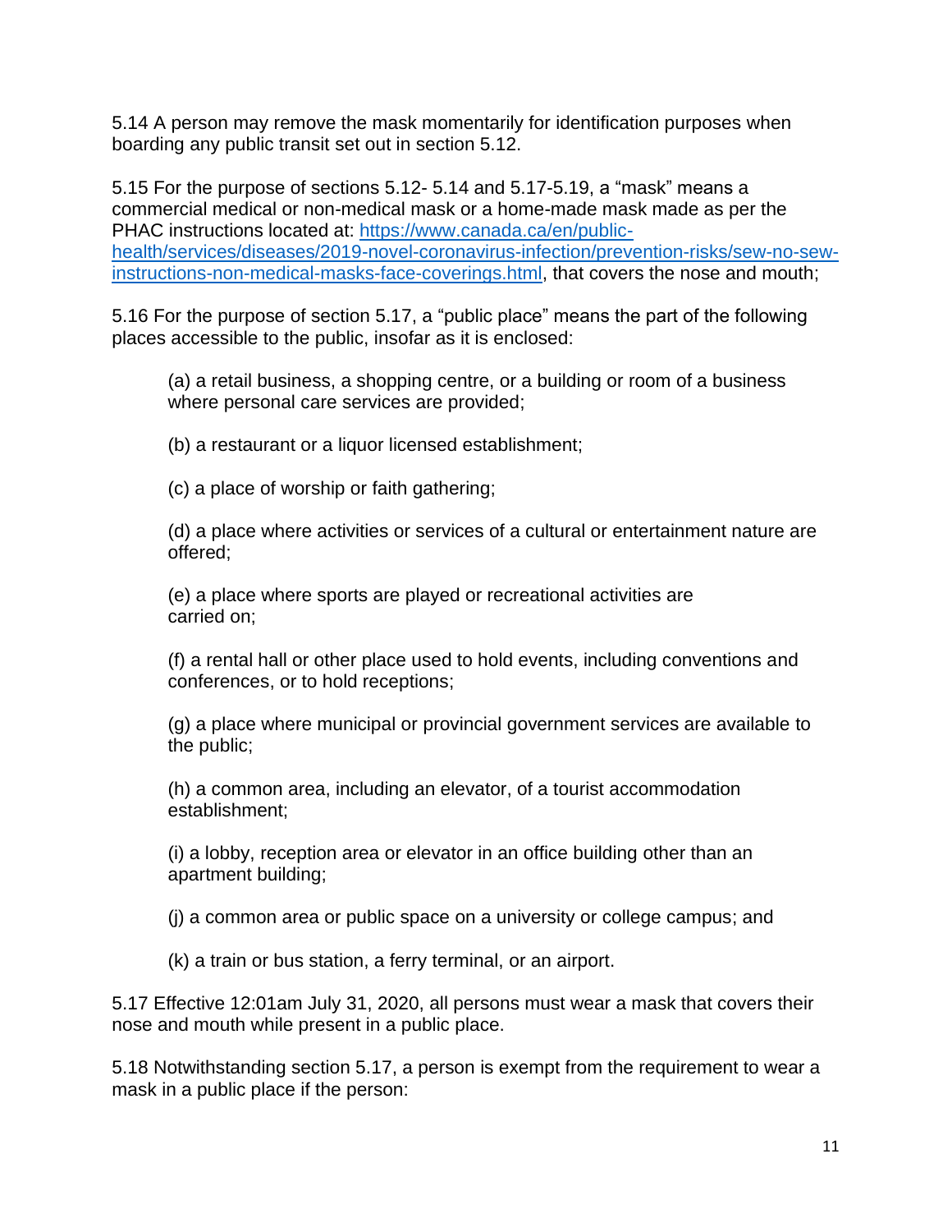5.14 A person may remove the mask momentarily for identification purposes when boarding any public transit set out in section 5.12.

5.15 For the purpose of sections 5.12- 5.14 and 5.17-5.19, a "mask" means a commercial medical or non-medical mask or a home-made mask made as per the PHAC instructions located at: [https://www.canada.ca/en/public-health/services/diseases/2019-novel-coronavirus-infection/prevention-risks/sew-no-sew-instructions-non-medical-masks-face-coverings.html](https://www.canada.ca/en/public-health/services/diseases/2019-novel-coronavirus-infection/prevention-risks/sew-no-sew-instructions-non-medical-masks-face-coverings.html), that covers the nose and mouth;

5.16 For the purpose of section 5.17, a "public place" means the part of the following places accessible to the public, insofar as it is enclosed:

(a) a retail business, a shopping centre, or a building or room of a business where personal care services are provided;

(b) a restaurant or a liquor licensed establishment;

(c) a place of worship or faith gathering;

(d) a place where activities or services of a cultural or entertainment nature are offered;

(e) a place where sports are played or recreational activities are carried on;

(f) a rental hall or other place used to hold events, including conventions and conferences, or to hold receptions;

(g) a place where municipal or provincial government services are available to the public;

(h) a common area, including an elevator, of a tourist accommodation establishment;

(i) a lobby, reception area or elevator in an office building other than an apartment building;

(j) a common area or public space on a university or college campus; and

(k) a train or bus station, a ferry terminal, or an airport.

5.17 Effective 12:01am July 31, 2020, all persons must wear a mask that covers their nose and mouth while present in a public place.

5.18 Notwithstanding section 5.17, a person is exempt from the requirement to wear a mask in a public place if the person: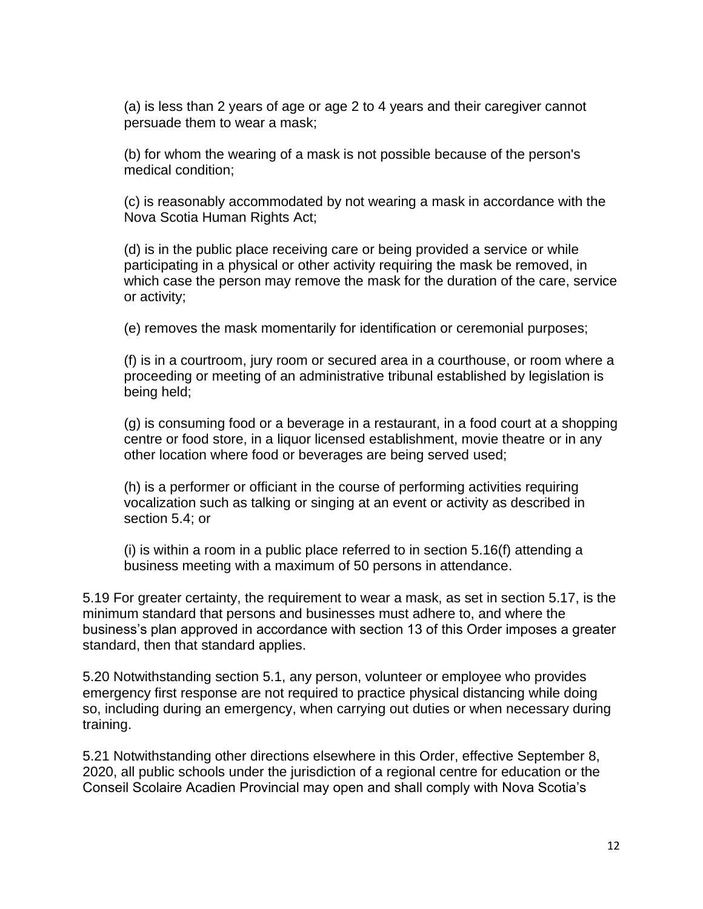(a) is less than 2 years of age or age 2 to 4 years and their caregiver cannot persuade them to wear a mask;

(b) for whom the wearing of a mask is not possible because of the person's medical condition;

(c) is reasonably accommodated by not wearing a mask in accordance with the Nova Scotia Human Rights Act;

(d) is in the public place receiving care or being provided a service or while participating in a physical or other activity requiring the mask be removed, in which case the person may remove the mask for the duration of the care, service or activity;

(e) removes the mask momentarily for identification or ceremonial purposes;

(f) is in a courtroom, jury room or secured area in a courthouse, or room where a proceeding or meeting of an administrative tribunal established by legislation is being held;

(g) is consuming food or a beverage in a restaurant, in a food court at a shopping centre or food store, in a liquor licensed establishment, movie theatre or in any other location where food or beverages are being served used;

(h) is a performer or officiant in the course of performing activities requiring vocalization such as talking or singing at an event or activity as described in section 5.4; or

(i) is within a room in a public place referred to in section 5.16(f) attending a business meeting with a maximum of 50 persons in attendance.

5.19 For greater certainty, the requirement to wear a mask, as set in section 5.17, is the minimum standard that persons and businesses must adhere to, and where the business's plan approved in accordance with section 13 of this Order imposes a greater standard, then that standard applies.

5.20 Notwithstanding section 5.1, any person, volunteer or employee who provides emergency first response are not required to practice physical distancing while doing so, including during an emergency, when carrying out duties or when necessary during training.

5.21 Notwithstanding other directions elsewhere in this Order, effective September 8, 2020, all public schools under the jurisdiction of a regional centre for education or the Conseil Scolaire Acadien Provincial may open and shall comply with Nova Scotia's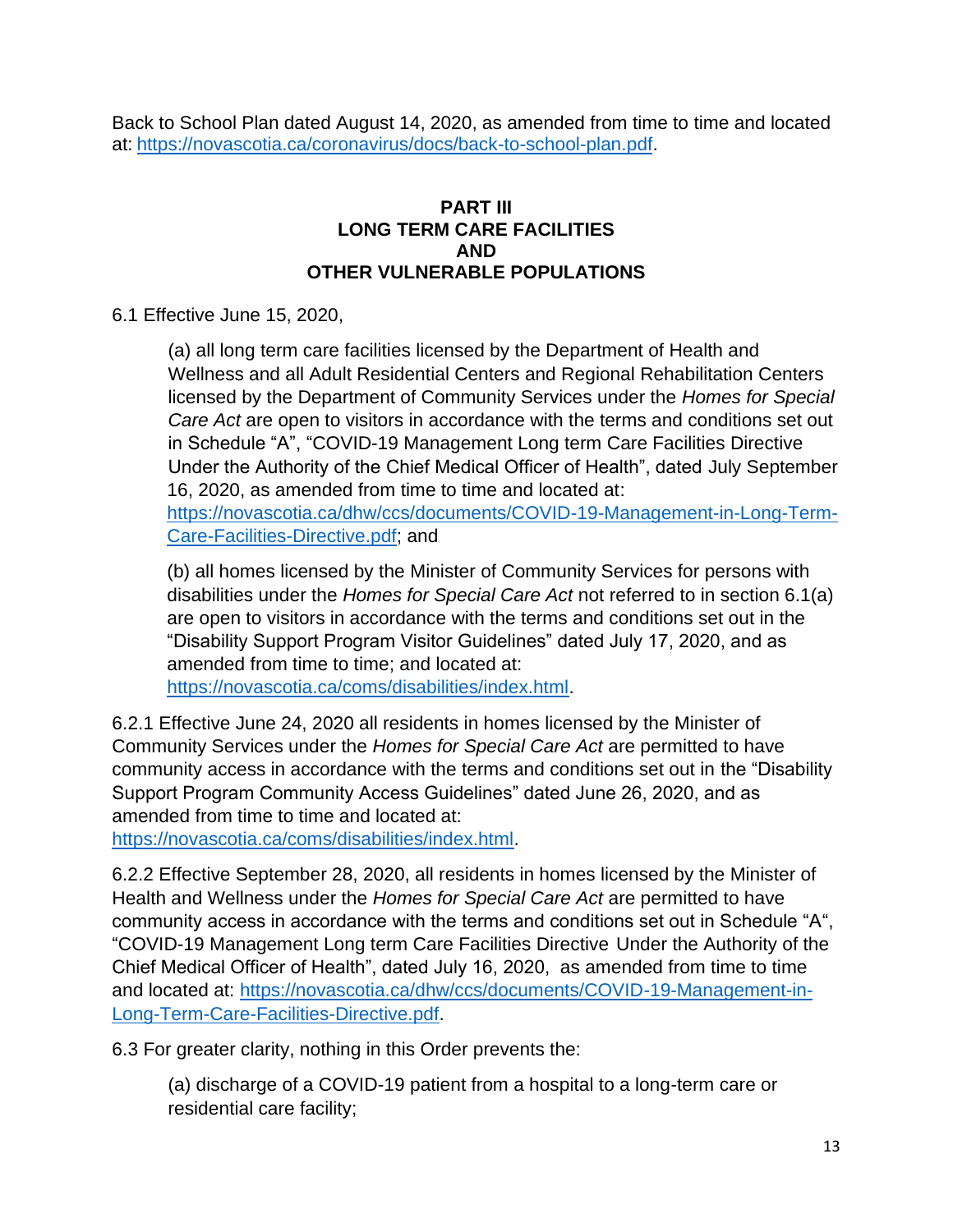Back to School Plan dated August 14, 2020, as amended from time to time and located at: [https://novascotia.ca/coronavirus/docs/back-to-school-plan.pdf](https://novascotia.ca/coronavirus/docs/back-to-school-plan.pdf).

## PART III
## LONG TERM CARE FACILITIES
## AND
## OTHER VULNERABLE POPULATIONS

6.1 Effective June 15, 2020,

> (a) all long term care facilities licensed by the Department of Health and Wellness and all Adult Residential Centers and Regional Rehabilitation Centers licensed by the Department of Community Services under the *Homes for Special Care Act* are open to visitors in accordance with the terms and conditions set out in Schedule "A", "COVID-19 Management Long term Care Facilities Directive Under the Authority of the Chief Medical Officer of Health", dated July September 16, 2020, as amended from time to time and located at: [https://novascotia.ca/dhw/ccs/documents/COVID-19-Management-in-Long-Term-Care-Facilities-Directive.pdf](https://novascotia.ca/dhw/ccs/documents/COVID-19-Management-in-Long-Term-Care-Facilities-Directive.pdf); and
>
> (b) all homes licensed by the Minister of Community Services for persons with disabilities under the *Homes for Special Care Act* not referred to in section 6.1(a) are open to visitors in accordance with the terms and conditions set out in the "Disability Support Program Visitor Guidelines" dated July 17, 2020, and as amended from time to time; and located at: [https://novascotia.ca/coms/disabilities/index.html](https://novascotia.ca/coms/disabilities/index.html).

6.2.1 Effective June 24, 2020 all residents in homes licensed by the Minister of Community Services under the *Homes for Special Care Act* are permitted to have community access in accordance with the terms and conditions set out in the "Disability Support Program Community Access Guidelines" dated June 26, 2020, and as amended from time to time and located at: [https://novascotia.ca/coms/disabilities/index.html](https://novascotia.ca/coms/disabilities/index.html).

6.2.2 Effective September 28, 2020, all residents in homes licensed by the Minister of Health and Wellness under the *Homes for Special Care Act* are permitted to have community access in accordance with the terms and conditions set out in Schedule "A", "COVID-19 Management Long term Care Facilities Directive Under the Authority of the Chief Medical Officer of Health", dated July 16, 2020, as amended from time to time and located at: [https://novascotia.ca/dhw/ccs/documents/COVID-19-Management-in-Long-Term-Care-Facilities-Directive.pdf](https://novascotia.ca/dhw/ccs/documents/COVID-19-Management-in-Long-Term-Care-Facilities-Directive.pdf).

6.3 For greater clarity, nothing in this Order prevents the:

> (a) discharge of a COVID-19 patient from a hospital to a long-term care or residential care facility;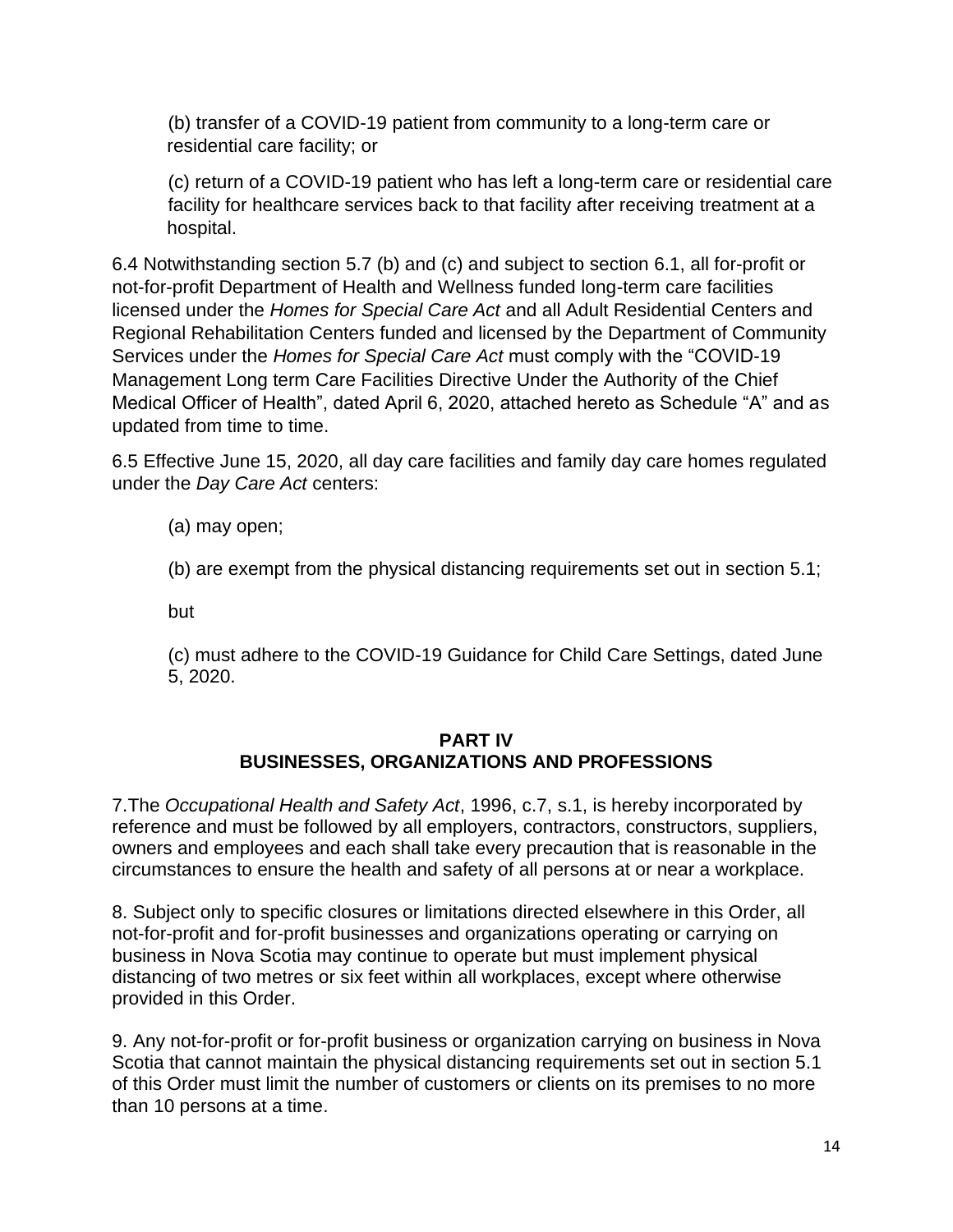(b) transfer of a COVID-19 patient from community to a long-term care or residential care facility; or

(c) return of a COVID-19 patient who has left a long-term care or residential care facility for healthcare services back to that facility after receiving treatment at a hospital.

6.4 Notwithstanding section 5.7 (b) and (c) and subject to section 6.1, all for-profit or not-for-profit Department of Health and Wellness funded long-term care facilities licensed under the *Homes for Special Care Act* and all Adult Residential Centers and Regional Rehabilitation Centers funded and licensed by the Department of Community Services under the *Homes for Special Care Act* must comply with the “COVID-19 Management Long term Care Facilities Directive Under the Authority of the Chief Medical Officer of Health”, dated April 6, 2020, attached hereto as Schedule “A” and as updated from time to time.

6.5 Effective June 15, 2020, all day care facilities and family day care homes regulated under the *Day Care Act* centers:

(a) may open;

(b) are exempt from the physical distancing requirements set out in section 5.1;

but

(c) must adhere to the COVID-19 Guidance for Child Care Settings, dated June 5, 2020.

## PART IV
## BUSINESSES, ORGANIZATIONS AND PROFESSIONS

7.The *Occupational Health and Safety Act*, 1996, c.7, s.1, is hereby incorporated by reference and must be followed by all employers, contractors, constructors, suppliers, owners and employees and each shall take every precaution that is reasonable in the circumstances to ensure the health and safety of all persons at or near a workplace.

8. Subject only to specific closures or limitations directed elsewhere in this Order, all not-for-profit and for-profit businesses and organizations operating or carrying on business in Nova Scotia may continue to operate but must implement physical distancing of two metres or six feet within all workplaces, except where otherwise provided in this Order.

9. Any not-for-profit or for-profit business or organization carrying on business in Nova Scotia that cannot maintain the physical distancing requirements set out in section 5.1 of this Order must limit the number of customers or clients on its premises to no more than 10 persons at a time.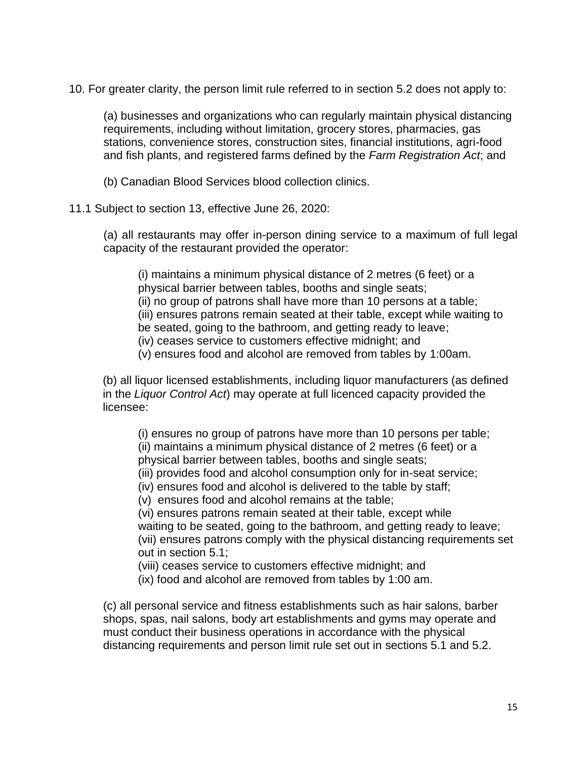10. For greater clarity, the person limit rule referred to in section 5.2 does not apply to:

(a) businesses and organizations who can regularly maintain physical distancing requirements, including without limitation, grocery stores, pharmacies, gas stations, convenience stores, construction sites, financial institutions, agri-food and fish plants, and registered farms defined by the *Farm Registration Act*; and

(b) Canadian Blood Services blood collection clinics.

11.1 Subject to section 13, effective June 26, 2020:

(a) all restaurants may offer in-person dining service to a maximum of full legal capacity of the restaurant provided the operator:

(i) maintains a minimum physical distance of 2 metres (6 feet) or a physical barrier between tables, booths and single seats;
(ii) no group of patrons shall have more than 10 persons at a table;
(iii) ensures patrons remain seated at their table, except while waiting to be seated, going to the bathroom, and getting ready to leave;
(iv) ceases service to customers effective midnight; and
(v) ensures food and alcohol are removed from tables by 1:00am.

(b) all liquor licensed establishments, including liquor manufacturers (as defined in the *Liquor Control Act*) may operate at full licenced capacity provided the licensee:

(i) ensures no group of patrons have more than 10 persons per table;
(ii) maintains a minimum physical distance of 2 metres (6 feet) or a physical barrier between tables, booths and single seats;
(iii) provides food and alcohol consumption only for in-seat service;
(iv) ensures food and alcohol is delivered to the table by staff;
(v) ensures food and alcohol remains at the table;
(vi) ensures patrons remain seated at their table, except while waiting to be seated, going to the bathroom, and getting ready to leave;
(vii) ensures patrons comply with the physical distancing requirements set out in section 5.1;
(viii) ceases service to customers effective midnight; and
(ix) food and alcohol are removed from tables by 1:00 am.

(c) all personal service and fitness establishments such as hair salons, barber shops, spas, nail salons, body art establishments and gyms may operate and must conduct their business operations in accordance with the physical distancing requirements and person limit rule set out in sections 5.1 and 5.2.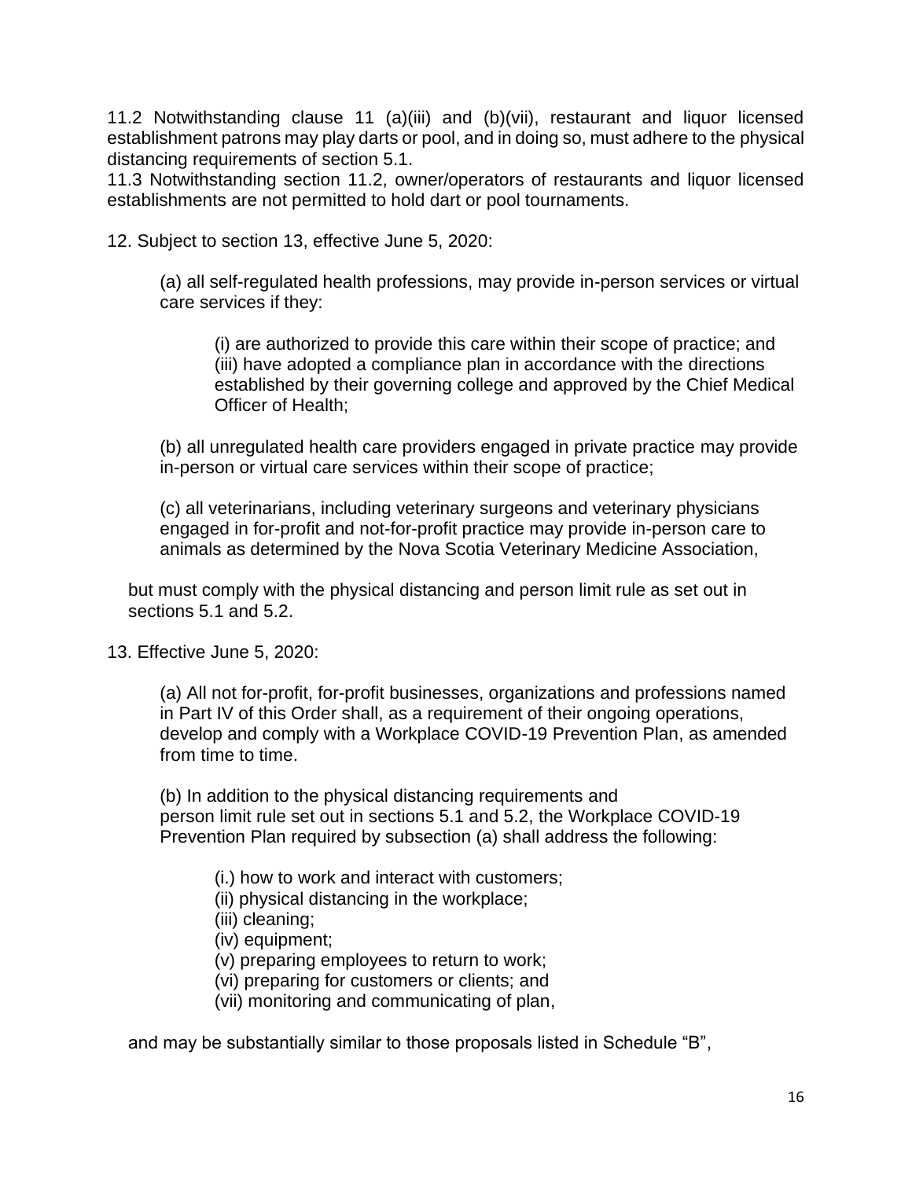11.2 Notwithstanding clause 11 (a)(iii) and (b)(vii), restaurant and liquor licensed establishment patrons may play darts or pool, and in doing so, must adhere to the physical distancing requirements of section 5.1.

11.3 Notwithstanding section 11.2, owner/operators of restaurants and liquor licensed establishments are not permitted to hold dart or pool tournaments.

12. Subject to section 13, effective June 5, 2020:

(a) all self-regulated health professions, may provide in-person services or virtual care services if they:

(i) are authorized to provide this care within their scope of practice; and
(iii) have adopted a compliance plan in accordance with the directions established by their governing college and approved by the Chief Medical Officer of Health;

(b) all unregulated health care providers engaged in private practice may provide in-person or virtual care services within their scope of practice;

(c) all veterinarians, including veterinary surgeons and veterinary physicians engaged in for-profit and not-for-profit practice may provide in-person care to animals as determined by the Nova Scotia Veterinary Medicine Association,

but must comply with the physical distancing and person limit rule as set out in sections 5.1 and 5.2.

13. Effective June 5, 2020:

(a) All not for-profit, for-profit businesses, organizations and professions named in Part IV of this Order shall, as a requirement of their ongoing operations, develop and comply with a Workplace COVID-19 Prevention Plan, as amended from time to time.

(b) In addition to the physical distancing requirements and person limit rule set out in sections 5.1 and 5.2, the Workplace COVID-19 Prevention Plan required by subsection (a) shall address the following:

(i.) how to work and interact with customers;
(ii) physical distancing in the workplace;
(iii) cleaning;
(iv) equipment;
(v) preparing employees to return to work;
(vi) preparing for customers or clients; and
(vii) monitoring and communicating of plan,

and may be substantially similar to those proposals listed in Schedule "B",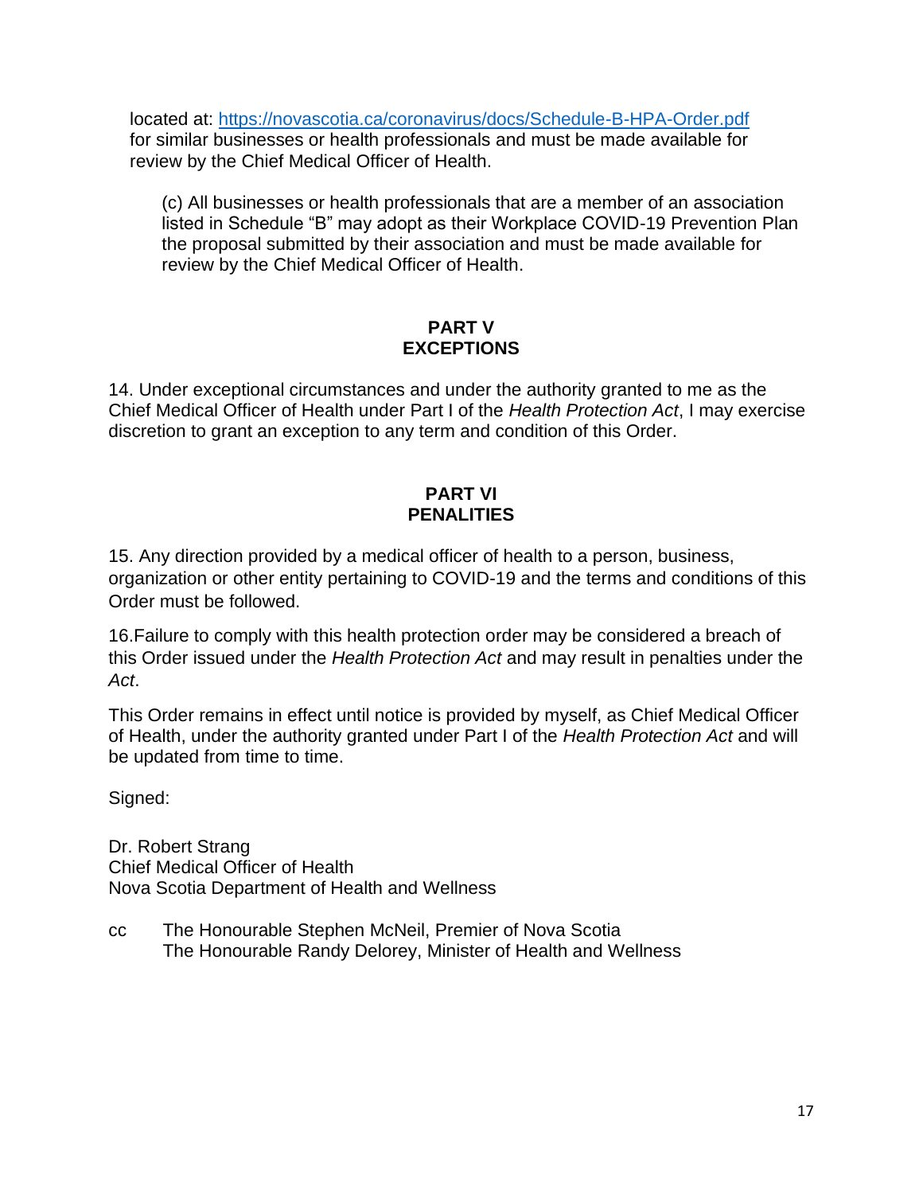located at: https://novascotia.ca/coronavirus/docs/Schedule-B-HPA-Order.pdf for similar businesses or health professionals and must be made available for review by the Chief Medical Officer of Health.

(c) All businesses or health professionals that are a member of an association listed in Schedule "B" may adopt as their Workplace COVID-19 Prevention Plan the proposal submitted by their association and must be made available for review by the Chief Medical Officer of Health.

## PART V
## EXCEPTIONS

14. Under exceptional circumstances and under the authority granted to me as the Chief Medical Officer of Health under Part I of the *Health Protection Act*, I may exercise discretion to grant an exception to any term and condition of this Order.

## PART VI
## PENALITIES

15. Any direction provided by a medical officer of health to a person, business, organization or other entity pertaining to COVID-19 and the terms and conditions of this Order must be followed.

16.Failure to comply with this health protection order may be considered a breach of this Order issued under the *Health Protection Act* and may result in penalties under the *Act*.

This Order remains in effect until notice is provided by myself, as Chief Medical Officer of Health, under the authority granted under Part I of the *Health Protection Act* and will be updated from time to time.

Signed:

Dr. Robert Strang
Chief Medical Officer of Health
Nova Scotia Department of Health and Wellness

cc The Honourable Stephen McNeil, Premier of Nova Scotia
The Honourable Randy Delorey, Minister of Health and Wellness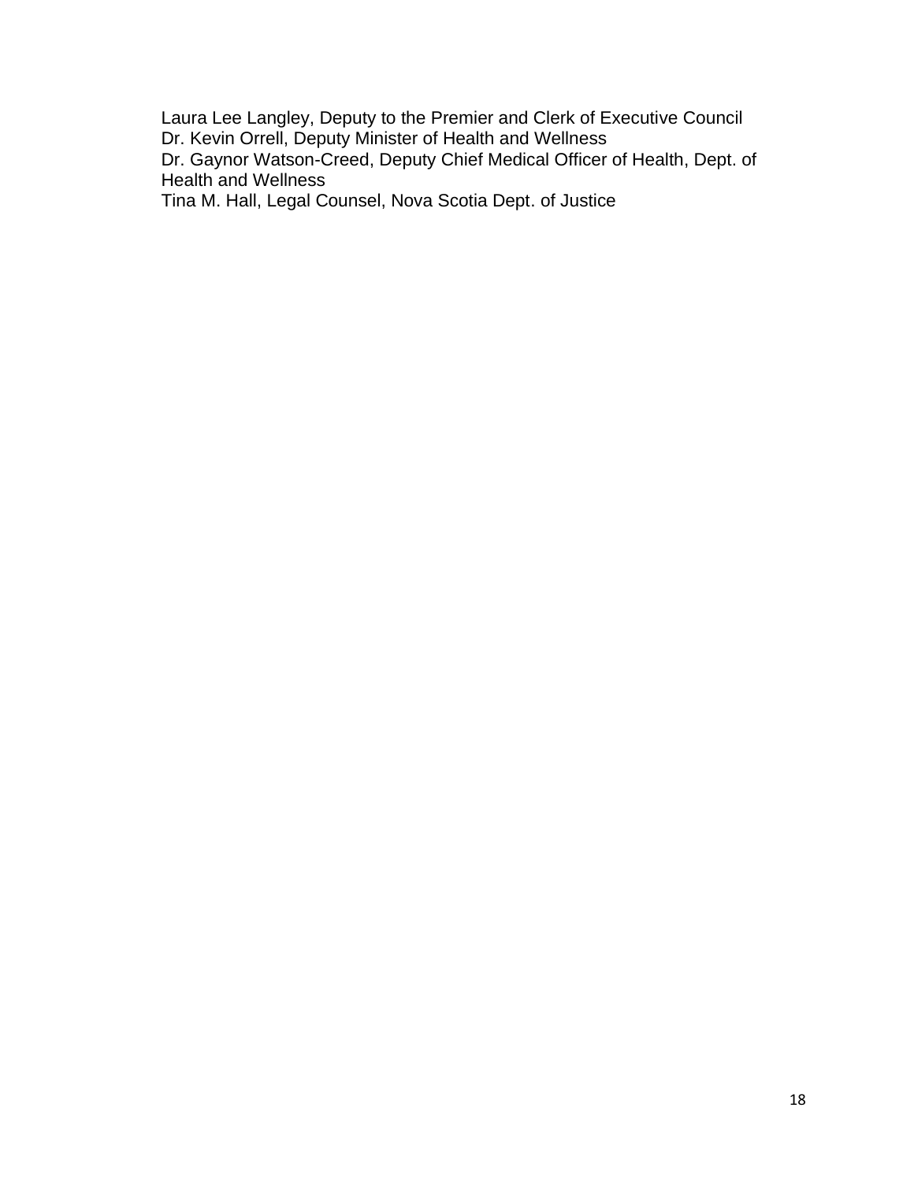Laura Lee Langley, Deputy to the Premier and Clerk of Executive Council
Dr. Kevin Orrell, Deputy Minister of Health and Wellness
Dr. Gaynor Watson-Creed, Deputy Chief Medical Officer of Health, Dept. of Health and Wellness
Tina M. Hall, Legal Counsel, Nova Scotia Dept. of Justice